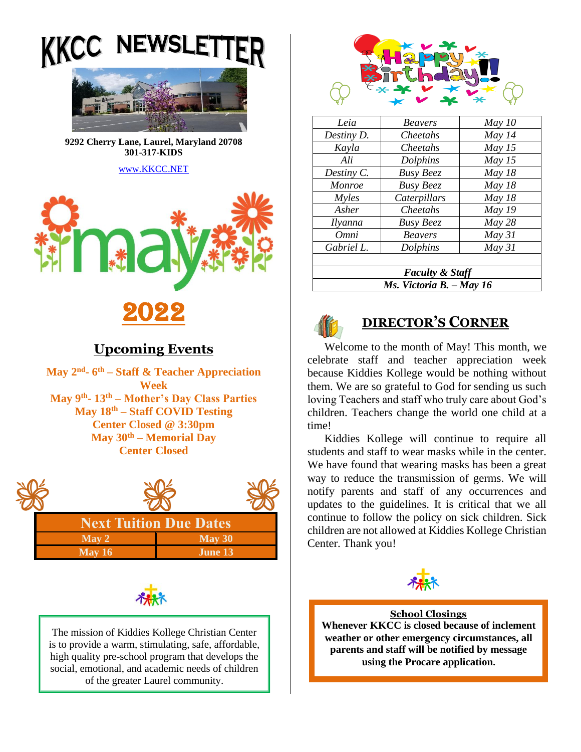# KKCC NEWSLETTER

**9292 Cherry Lane, Laurel, Maryland 20708**
**301-317-KIDS**

www.KKCC.NET

# May 2022

## Upcoming Events

**May 2nd- 6th – Staff & Teacher Appreciation Week**
**May 9th- 13th – Mother's Day Class Parties**
**May 18th – Staff COVID Testing**
**Center Closed @ 3:30pm**
**May 30th – Memorial Day**
**Center Closed**

| Next Tuition Due Dates | |
|---|---|
| May 2 | May 30 |
| May 16 | June 13 |

The mission of Kiddies Kollege Christian Center is to provide a warm, stimulating, safe, affordable, high quality pre-school program that develops the social, emotional, and academic needs of children of the greater Laurel community.

## Happy Birthday!!

| | | |
|---|---|---|
| *Leia* | *Beavers* | *May 10* |
| *Destiny D.* | *Cheetahs* | *May 14* |
| *Kayla* | *Cheetahs* | *May 15* |
| *Ali* | *Dolphins* | *May 15* |
| *Destiny C.* | *Busy Beez* | *May 18* |
| *Monroe* | *Busy Beez* | *May 18* |
| *Myles* | *Caterpillars* | *May 18* |
| *Asher* | *Cheetahs* | *May 19* |
| *Ilyanna* | *Busy Beez* | *May 28* |
| *Omni* | *Beavers* | *May 31* |
| *Gabriel L.* | *Dolphins* | *May 31* |
| | | |
| ***Faculty & Staff*** | | |
| ***Ms. Victoria B. – May 16*** | | |

## DIRECTOR'S CORNER

Welcome to the month of May! This month, we celebrate staff and teacher appreciation week because Kiddies Kollege would be nothing without them. We are so grateful to God for sending us such loving Teachers and staff who truly care about God's children. Teachers change the world one child at a time!

Kiddies Kollege will continue to require all students and staff to wear masks while in the center. We have found that wearing masks has been a great way to reduce the transmission of germs. We will notify parents and staff of any occurrences and updates to the guidelines. It is critical that we all continue to follow the policy on sick children. Sick children are not allowed at Kiddies Kollege Christian Center. Thank you!

**School Closings**
**Whenever KKCC is closed because of inclement weather or other emergency circumstances, all parents and staff will be notified by message using the Procare application.**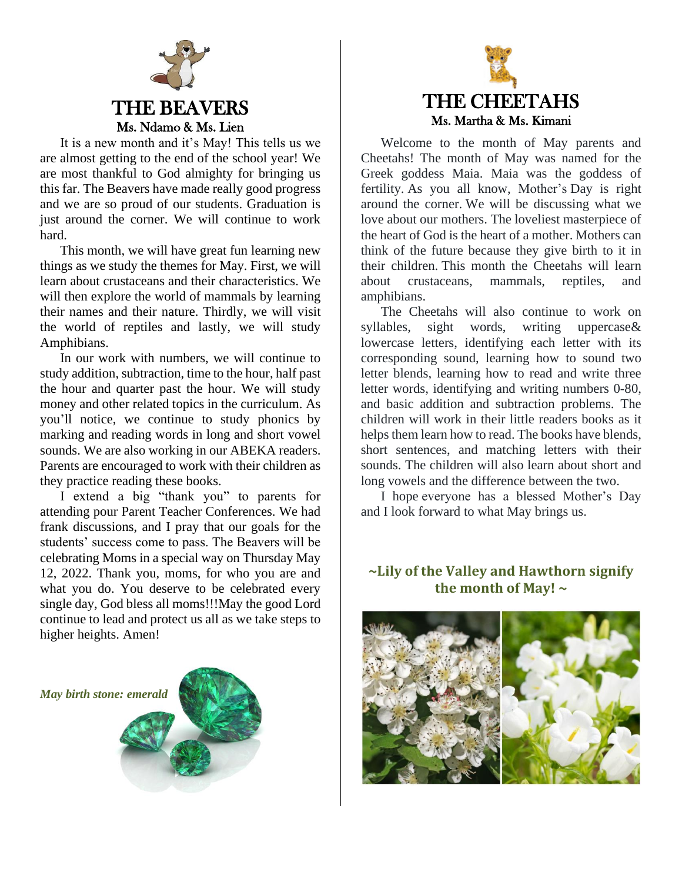# THE BEAVERS

### Ms. Ndamo & Ms. Lien

It is a new month and it's May! This tells us we are almost getting to the end of the school year! We are most thankful to God almighty for bringing us this far. The Beavers have made really good progress and we are so proud of our students. Graduation is just around the corner. We will continue to work hard.

This month, we will have great fun learning new things as we study the themes for May. First, we will learn about crustaceans and their characteristics. We will then explore the world of mammals by learning their names and their nature. Thirdly, we will visit the world of reptiles and lastly, we will study Amphibians.

In our work with numbers, we will continue to study addition, subtraction, time to the hour, half past the hour and quarter past the hour. We will study money and other related topics in the curriculum. As you'll notice, we continue to study phonics by marking and reading words in long and short vowel sounds. We are also working in our ABEKA readers. Parents are encouraged to work with their children as they practice reading these books.

I extend a big "thank you" to parents for attending pour Parent Teacher Conferences. We had frank discussions, and I pray that our goals for the students' success come to pass. The Beavers will be celebrating Moms in a special way on Thursday May 12, 2022. Thank you, moms, for who you are and what you do. You deserve to be celebrated every single day, God bless all moms!!!May the good Lord continue to lead and protect us all as we take steps to higher heights. Amen!

***May birth stone: emerald***

# THE CHEETAHS

### Ms. Martha & Ms. Kimani

Welcome to the month of May parents and Cheetahs! The month of May was named for the Greek goddess Maia. Maia was the goddess of fertility. As you all know, Mother's Day is right around the corner. We will be discussing what we love about our mothers. The loveliest masterpiece of the heart of God is the heart of a mother. Mothers can think of the future because they give birth to it in their children. This month the Cheetahs will learn about crustaceans, mammals, reptiles, and amphibians.

The Cheetahs will also continue to work on syllables, sight words, writing uppercase& lowercase letters, identifying each letter with its corresponding sound, learning how to sound two letter blends, learning how to read and write three letter words, identifying and writing numbers 0-80, and basic addition and subtraction problems. The children will work in their little readers books as it helps them learn how to read. The books have blends, short sentences, and matching letters with their sounds. The children will also learn about short and long vowels and the difference between the two.

I hope everyone has a blessed Mother's Day and I look forward to what May brings us.

**~Lily of the Valley and Hawthorn signify the month of May! ~**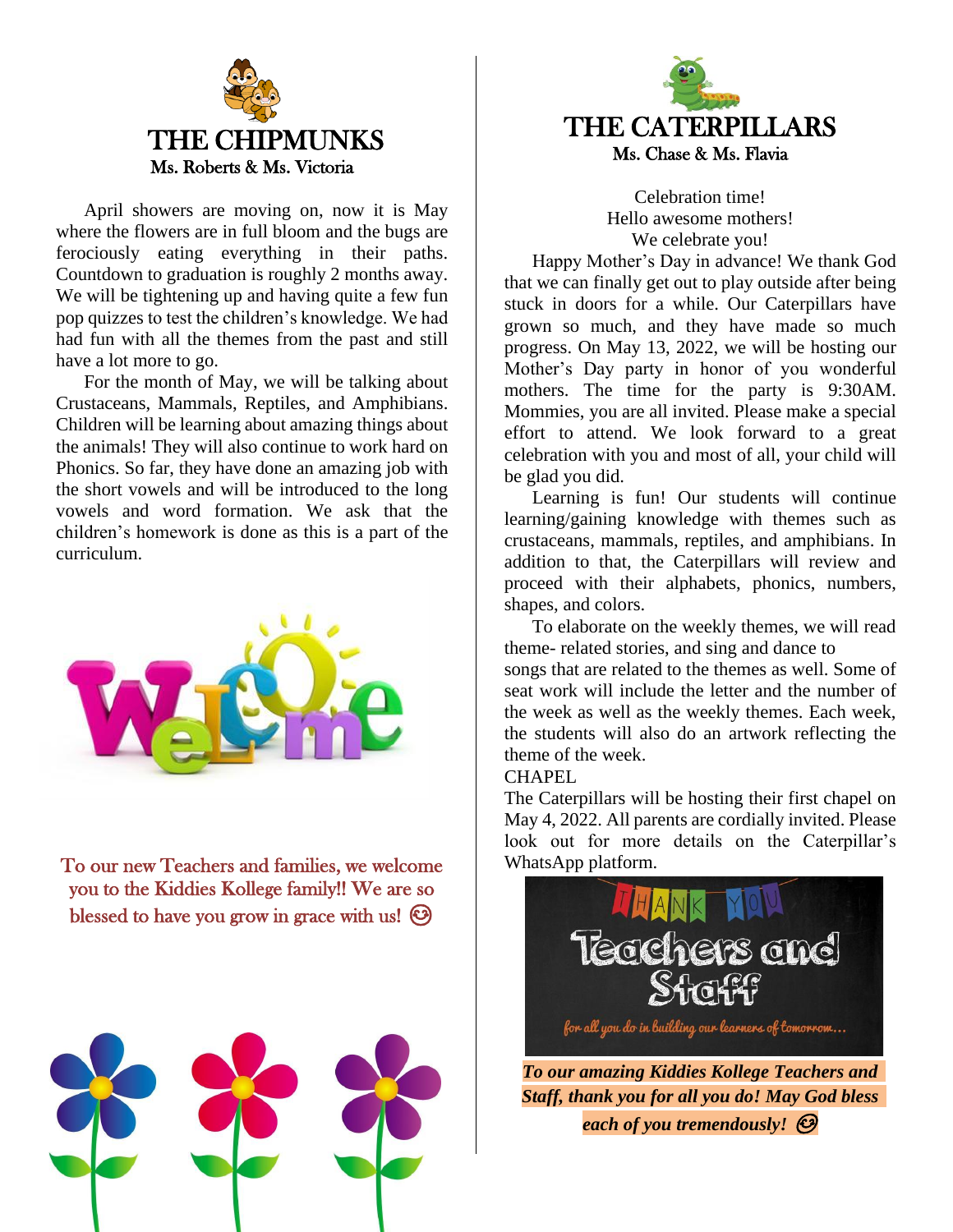# THE CHIPMUNKS

Ms. Roberts & Ms. Victoria

April showers are moving on, now it is May where the flowers are in full bloom and the bugs are ferociously eating everything in their paths. Countdown to graduation is roughly 2 months away. We will be tightening up and having quite a few fun pop quizzes to test the children's knowledge. We had had fun with all the themes from the past and still have a lot more to go.

For the month of May, we will be talking about Crustaceans, Mammals, Reptiles, and Amphibians. Children will be learning about amazing things about the animals! They will also continue to work hard on Phonics. So far, they have done an amazing job with the short vowels and will be introduced to the long vowels and word formation. We ask that the children's homework is done as this is a part of the curriculum.

To our new Teachers and families, we welcome you to the Kiddies Kollege family!! We are so blessed to have you grow in grace with us! 😊

# THE CATERPILLARS

Ms. Chase & Ms. Flavia

Celebration time!
Hello awesome mothers!
We celebrate you!

Happy Mother's Day in advance! We thank God that we can finally get out to play outside after being stuck in doors for a while. Our Caterpillars have grown so much, and they have made so much progress. On May 13, 2022, we will be hosting our Mother's Day party in honor of you wonderful mothers. The time for the party is 9:30AM. Mommies, you are all invited. Please make a special effort to attend. We look forward to a great celebration with you and most of all, your child will be glad you did.

Learning is fun! Our students will continue learning/gaining knowledge with themes such as crustaceans, mammals, reptiles, and amphibians. In addition to that, the Caterpillars will review and proceed with their alphabets, phonics, numbers, shapes, and colors.

To elaborate on the weekly themes, we will read theme- related stories, and sing and dance to songs that are related to the themes as well. Some of seat work will include the letter and the number of the week as well as the weekly themes. Each week, the students will also do an artwork reflecting the theme of the week.

CHAPEL

The Caterpillars will be hosting their first chapel on May 4, 2022. All parents are cordially invited. Please look out for more details on the Caterpillar's WhatsApp platform.

***To our amazing Kiddies Kollege Teachers and Staff, thank you for all you do! May God bless each of you tremendously!*** 😊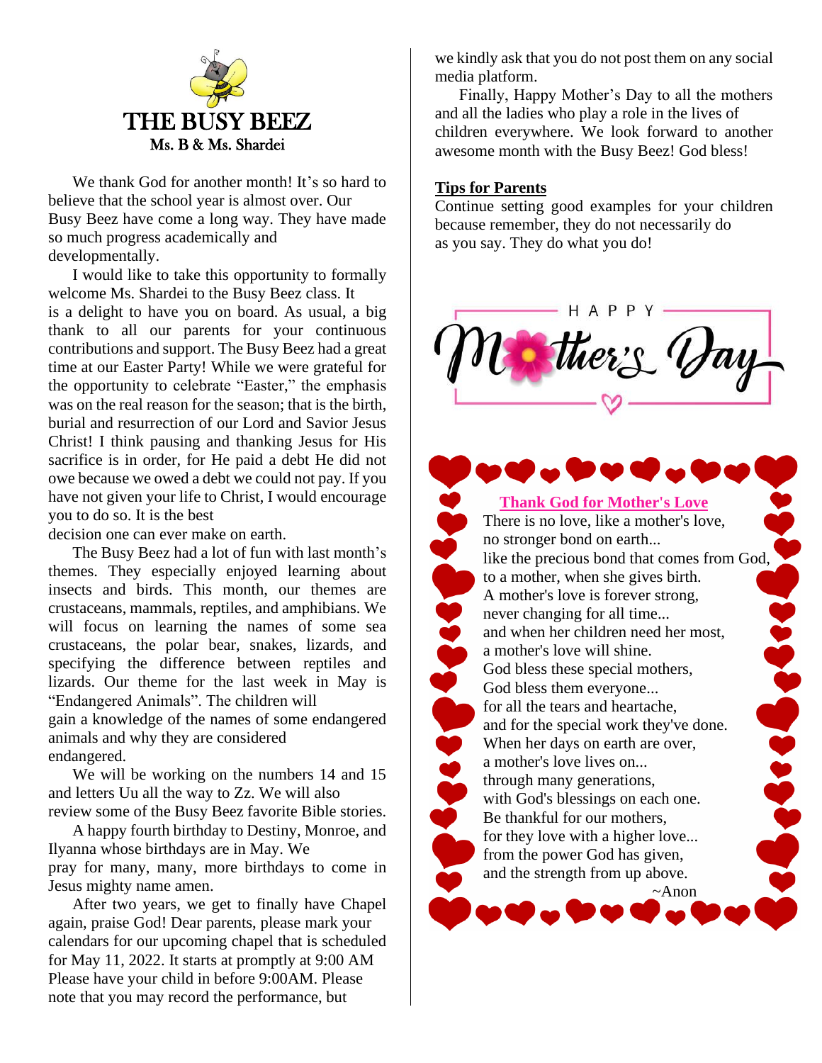# THE BUSY BEEZ

### Ms. B & Ms. Shardei

We thank God for another month! It's so hard to believe that the school year is almost over. Our Busy Beez have come a long way. They have made so much progress academically and developmentally.

I would like to take this opportunity to formally welcome Ms. Shardei to the Busy Beez class. It is a delight to have you on board. As usual, a big thank to all our parents for your continuous contributions and support. The Busy Beez had a great time at our Easter Party! While we were grateful for the opportunity to celebrate "Easter," the emphasis was on the real reason for the season; that is the birth, burial and resurrection of our Lord and Savior Jesus Christ! I think pausing and thanking Jesus for His sacrifice is in order, for He paid a debt He did not owe because we owed a debt we could not pay. If you have not given your life to Christ, I would encourage you to do so. It is the best decision one can ever make on earth.

The Busy Beez had a lot of fun with last month's themes. They especially enjoyed learning about insects and birds. This month, our themes are crustaceans, mammals, reptiles, and amphibians. We will focus on learning the names of some sea crustaceans, the polar bear, snakes, lizards, and specifying the difference between reptiles and lizards. Our theme for the last week in May is "Endangered Animals". The children will gain a knowledge of the names of some endangered animals and why they are considered endangered.

We will be working on the numbers 14 and 15 and letters Uu all the way to Zz. We will also review some of the Busy Beez favorite Bible stories.

A happy fourth birthday to Destiny, Monroe, and Ilyanna whose birthdays are in May. We pray for many, many, more birthdays to come in Jesus mighty name amen.

After two years, we get to finally have Chapel again, praise God! Dear parents, please mark your calendars for our upcoming chapel that is scheduled for May 11, 2022. It starts at promptly at 9:00 AM Please have your child in before 9:00AM. Please note that you may record the performance, but we kindly ask that you do not post them on any social media platform.

Finally, Happy Mother's Day to all the mothers and all the ladies who play a role in the lives of children everywhere. We look forward to another awesome month with the Busy Beez! God bless!

**Tips for Parents**

Continue setting good examples for your children because remember, they do not necessarily do as you say. They do what you do!

HAPPY Mother's Day

**Thank God for Mother's Love**

There is no love, like a mother's love,
no stronger bond on earth...
like the precious bond that comes from God,
to a mother, when she gives birth.
A mother's love is forever strong,
never changing for all time...
and when her children need her most,
a mother's love will shine.
God bless these special mothers,
God bless them everyone...
for all the tears and heartache,
and for the special work they've done.
When her days on earth are over,
a mother's love lives on...
through many generations,
with God's blessings on each one.
Be thankful for our mothers,
for they love with a higher love...
from the power God has given,
and the strength from up above.

~Anon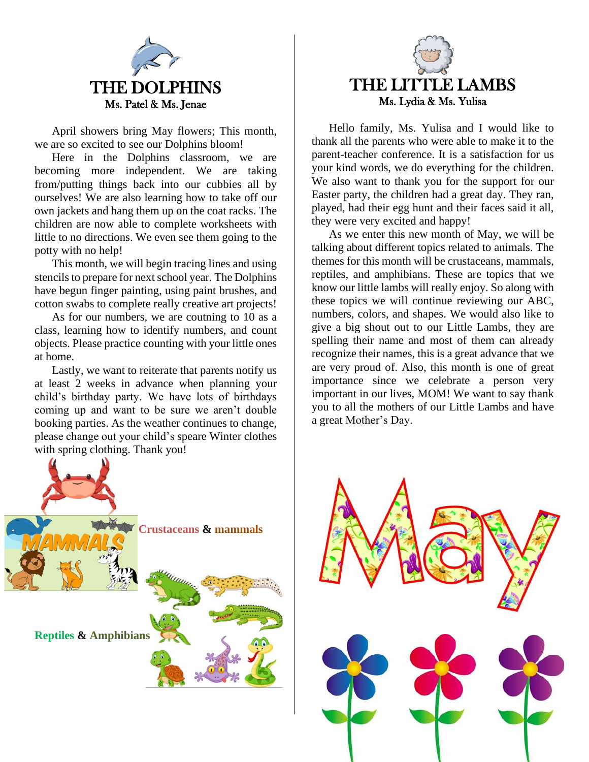# THE DOLPHINS

Ms. Patel & Ms. Jenae

April showers bring May flowers; This month, we are so excited to see our Dolphins bloom!

Here in the Dolphins classroom, we are becoming more independent. We are taking from/putting things back into our cubbies all by ourselves! We are also learning how to take off our own jackets and hang them up on the coat racks. The children are now able to complete worksheets with little to no directions. We even see them going to the potty with no help!

This month, we will begin tracing lines and using stencils to prepare for next school year. The Dolphins have begun finger painting, using paint brushes, and cotton swabs to complete really creative art projects!

As for our numbers, we are coutning to 10 as a class, learning how to identify numbers, and count objects. Please practice counting with your little ones at home.

Lastly, we want to reiterate that parents notify us at least 2 weeks in advance when planning your child's birthday party. We have lots of birthdays coming up and want to be sure we aren't double booking parties. As the weather continues to change, please change out your child's speare Winter clothes with spring clothing. Thank you!

**Crustaceans & mammals**

**Reptiles & Amphibians**

# THE LITTLE LAMBS

Ms. Lydia & Ms. Yulisa

Hello family, Ms. Yulisa and I would like to thank all the parents who were able to make it to the parent-teacher conference. It is a satisfaction for us your kind words, we do everything for the children. We also want to thank you for the support for our Easter party, the children had a great day. They ran, played, had their egg hunt and their faces said it all, they were very excited and happy!

As we enter this new month of May, we will be talking about different topics related to animals. The themes for this month will be crustaceans, mammals, reptiles, and amphibians. These are topics that we know our little lambs will really enjoy. So along with these topics we will continue reviewing our ABC, numbers, colors, and shapes. We would also like to give a big shout out to our Little Lambs, they are spelling their name and most of them can already recognize their names, this is a great advance that we are very proud of. Also, this month is one of great importance since we celebrate a person very important in our lives, MOM! We want to say thank you to all the mothers of our Little Lambs and have a great Mother's Day.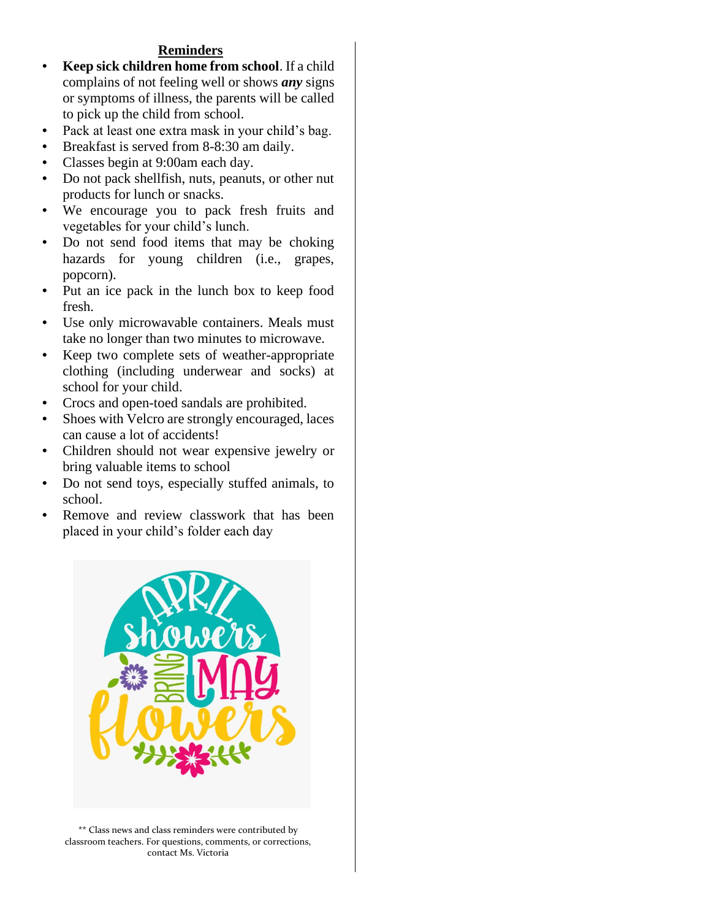## Reminders

- **Keep sick children home from school**. If a child complains of not feeling well or shows ***any*** signs or symptoms of illness, the parents will be called to pick up the child from school.
- Pack at least one extra mask in your child's bag.
- Breakfast is served from 8-8:30 am daily.
- Classes begin at 9:00am each day.
- Do not pack shellfish, nuts, peanuts, or other nut products for lunch or snacks.
- We encourage you to pack fresh fruits and vegetables for your child's lunch.
- Do not send food items that may be choking hazards for young children (i.e., grapes, popcorn).
- Put an ice pack in the lunch box to keep food fresh.
- Use only microwavable containers. Meals must take no longer than two minutes to microwave.
- Keep two complete sets of weather-appropriate clothing (including underwear and socks) at school for your child.
- Crocs and open-toed sandals are prohibited.
- Shoes with Velcro are strongly encouraged, laces can cause a lot of accidents!
- Children should not wear expensive jewelry or bring valuable items to school
- Do not send toys, especially stuffed animals, to school.
- Remove and review classwork that has been placed in your child's folder each day

April showers bring May flowers

** Class news and class reminders were contributed by classroom teachers. For questions, comments, or corrections, contact Ms. Victoria